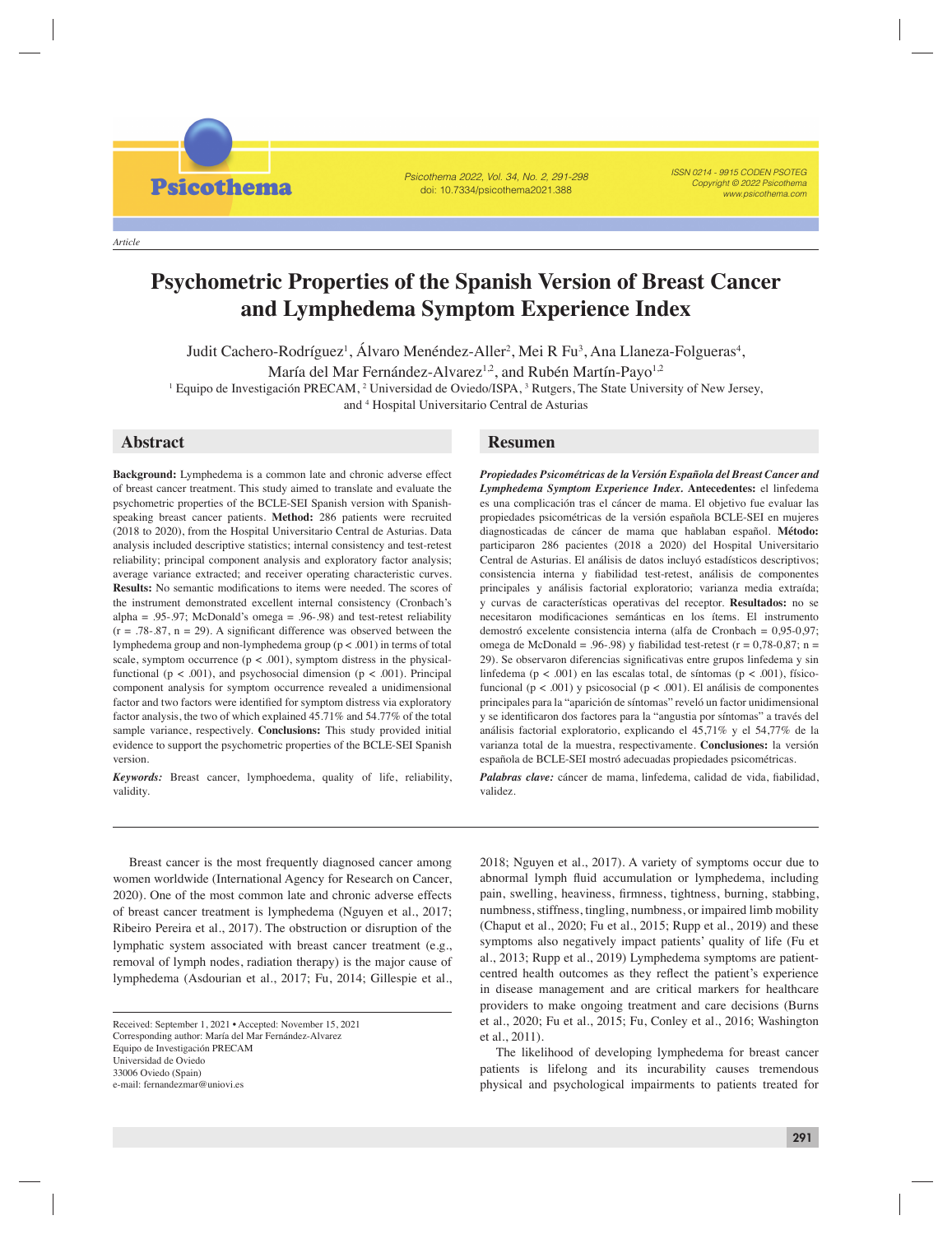Article

# Psychometric Properties of the Spanish Version of Breast Cancer and Lymphedema Symptom Experience Index

Judit Cachero-Rodríguez[1], Álvaro Menéndez-Aller[2], Mei R Fu[3], Ana Llaneza-Folgueras[4], María del Mar Fernández-Alvarez[1,2], and Rubén Martín-Payo[1,2]

[1] Equipo de Investigación PRECAM, [2] Universidad de Oviedo/ISPA, [3] Rutgers, The State University of New Jersey, and [4] Hospital Universitario Central de Asturias

## Abstract

**Background:** Lymphedema is a common late and chronic adverse effect of breast cancer treatment. This study aimed to translate and evaluate the psychometric properties of the BCLE-SEI Spanish version with Spanish-speaking breast cancer patients. **Method:** 286 patients were recruited (2018 to 2020), from the Hospital Universitario Central de Asturias. Data analysis included descriptive statistics; internal consistency and test-retest reliability; principal component analysis and exploratory factor analysis; average variance extracted; and receiver operating characteristic curves. **Results:** No semantic modifications to items were needed. The scores of the instrument demonstrated excellent internal consistency (Cronbach's alpha = .95-.97; McDonald's omega = .96-.98) and test-retest reliability (r = .78-.87, n = 29). A significant difference was observed between the lymphedema group and non-lymphedema group ($p < .001$) in terms of total scale, symptom occurrence ($p < .001$), symptom distress in the physical-functional ($p < .001$), and psychosocial dimension ($p < .001$). Principal component analysis for symptom occurrence revealed a unidimensional factor and two factors were identified for symptom distress via exploratory factor analysis, the two of which explained 45.71% and 54.77% of the total sample variance, respectively. **Conclusions:** This study provided initial evidence to support the psychometric properties of the BCLE-SEI Spanish version.

***Keywords:*** Breast cancer, lymphoedema, quality of life, reliability, validity.

## Resumen

***Propiedades Psicométricas de la Versión Española del Breast Cancer and Lymphedema Symptom Experience Index.*** **Antecedentes:** el linfedema es una complicación tras el cáncer de mama. El objetivo fue evaluar las propiedades psicométricas de la versión española BCLE-SEI en mujeres diagnosticadas de cáncer de mama que hablaban español. **Método:** participaron 286 pacientes (2018 a 2020) del Hospital Universitario Central de Asturias. El análisis de datos incluyó estadísticos descriptivos; consistencia interna y fiabilidad test-retest, análisis de componentes principales y análisis factorial exploratorio; varianza media extraída; y curvas de características operativas del receptor. **Resultados:** no se necesitaron modificaciones semánticas en los ítems. El instrumento demostró excelente consistencia interna (alfa de Cronbach = 0,95-0,97; omega de McDonald = .96-.98) y fiabilidad test-retest (r = 0,78-0,87; n = 29). Se observaron diferencias significativas entre grupos linfedema y sin linfedema ($p < .001$) en las escalas total, de síntomas ($p < .001$), físico-funcional ($p < .001$) y psicosocial ($p < .001$). El análisis de componentes principales para la "aparición de síntomas" reveló un factor unidimensional y se identificaron dos factores para la "angustia por síntomas" a través del análisis factorial exploratorio, explicando el 45,71% y el 54,77% de la varianza total de la muestra, respectivamente. **Conclusiones:** la versión española de BCLE-SEI mostró adecuadas propiedades psicométricas.

***Palabras clave:*** cáncer de mama, linfedema, calidad de vida, fiabilidad, validez.

Breast cancer is the most frequently diagnosed cancer among women worldwide (International Agency for Research on Cancer, 2020). One of the most common late and chronic adverse effects of breast cancer treatment is lymphedema (Nguyen et al., 2017; Ribeiro Pereira et al., 2017). The obstruction or disruption of the lymphatic system associated with breast cancer treatment (e.g., removal of lymph nodes, radiation therapy) is the major cause of lymphedema (Asdourian et al., 2017; Fu, 2014; Gillespie et al., 2018; Nguyen et al., 2017). A variety of symptoms occur due to abnormal lymph fluid accumulation or lymphedema, including pain, swelling, heaviness, firmness, tightness, burning, stabbing, numbness, stiffness, tingling, numbness, or impaired limb mobility (Chaput et al., 2020; Fu et al., 2015; Rupp et al., 2019) and these symptoms also negatively impact patients' quality of life (Fu et al., 2013; Rupp et al., 2019) Lymphedema symptoms are patient-centred health outcomes as they reflect the patient's experience in disease management and are critical markers for healthcare providers to make ongoing treatment and care decisions (Burns et al., 2020; Fu et al., 2015; Fu, Conley et al., 2016; Washington et al., 2011).

The likelihood of developing lymphedema for breast cancer patients is lifelong and its incurability causes tremendous physical and psychological impairments to patients treated for

Received: September 1, 2021 • Accepted: November 15, 2021
Corresponding author: María del Mar Fernández-Alvarez
Equipo de Investigación PRECAM
Universidad de Oviedo
33006 Oviedo (Spain)
e-mail: fernandezmar@uniovi.es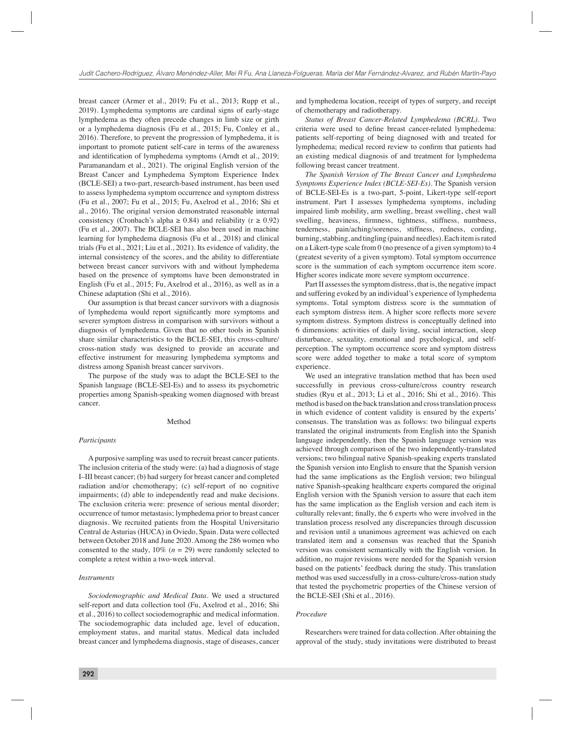breast cancer (Armer et al., 2019; Fu et al., 2013; Rupp et al., 2019). Lymphedema symptoms are cardinal signs of early-stage lymphedema as they often precede changes in limb size or girth or a lymphedema diagnosis (Fu et al., 2015; Fu, Conley et al., 2016). Therefore, to prevent the progression of lymphedema, it is important to promote patient self-care in terms of the awareness and identification of lymphedema symptoms (Arndt et al., 2019; Paramanandam et al., 2021). The original English version of the Breast Cancer and Lymphedema Symptom Experience Index (BCLE-SEI) a two-part, research-based instrument, has been used to assess lymphedema symptom occurrence and symptom distress (Fu et al., 2007; Fu et al., 2015; Fu, Axelrod et al., 2016; Shi et al., 2016). The original version demonstrated reasonable internal consistency (Cronbach's alpha ≥ 0.84) and reliability (r ≥ 0.92) (Fu et al., 2007). The BCLE-SEI has also been used in machine learning for lymphedema diagnosis (Fu et al., 2018) and clinical trials (Fu et al., 2021; Liu et al., 2021). Its evidence of validity, the internal consistency of the scores, and the ability to differentiate between breast cancer survivors with and without lymphedema based on the presence of symptoms have been demonstrated in English (Fu et al., 2015; Fu, Axelrod et al., 2016), as well as in a Chinese adaptation (Shi et al., 2016).

Our assumption is that breast cancer survivors with a diagnosis of lymphedema would report significantly more symptoms and severer symptom distress in comparison with survivors without a diagnosis of lymphedema. Given that no other tools in Spanish share similar characteristics to the BCLE-SEI, this cross-culture/cross-nation study was designed to provide an accurate and effective instrument for measuring lymphedema symptoms and distress among Spanish breast cancer survivors.

The purpose of the study was to adapt the BCLE-SEI to the Spanish language (BCLE-SEI-Es) and to assess its psychometric properties among Spanish-speaking women diagnosed with breast cancer.

## Method

### *Participants*

A purposive sampling was used to recruit breast cancer patients. The inclusion criteria of the study were: (a) had a diagnosis of stage I–III breast cancer; (b) had surgery for breast cancer and completed radiation and/or chemotherapy; (c) self-report of no cognitive impairments; (d) able to independently read and make decisions. The exclusion criteria were: presence of serious mental disorder; occurrence of tumor metastasis; lymphedema prior to breast cancer diagnosis. We recruited patients from the Hospital Universitario Central de Asturias (HUCA) in Oviedo, Spain. Data were collected between October 2018 and June 2020. Among the 286 women who consented to the study, 10% ($n$ = 29) were randomly selected to complete a retest within a two-week interval.

### *Instruments*

*Sociodemographic and Medical Data*. We used a structured self-report and data collection tool (Fu, Axelrod et al., 2016; Shi et al., 2016) to collect sociodemographic and medical information. The sociodemographic data included age, level of education, employment status, and marital status. Medical data included breast cancer and lymphedema diagnosis, stage of diseases, cancer and lymphedema location, receipt of types of surgery, and receipt of chemotherapy and radiotherapy.

*Status of Breast Cancer-Related Lymphedema (BCRL)*. Two criteria were used to define breast cancer-related lymphedema: patients self-reporting of being diagnosed with and treated for lymphedema; medical record review to confirm that patients had an existing medical diagnosis of and treatment for lymphedema following breast cancer treatment.

*The Spanish Version of The Breast Cancer and Lymphedema Symptoms Experience Index (BCLE-SEI-Es)*. The Spanish version of BCLE-SEI-Es is a two-part, 5-point, Likert-type self-report instrument. Part I assesses lymphedema symptoms, including impaired limb mobility, arm swelling, breast swelling, chest wall swelling, heaviness, firmness, tightness, stiffness, numbness, tenderness, pain/aching/soreness, stiffness, redness, cording, burning, stabbing, and tingling (pain and needles). Each item is rated on a Likert-type scale from 0 (no presence of a given symptom) to 4 (greatest severity of a given symptom). Total symptom occurrence score is the summation of each symptom occurrence item score. Higher scores indicate more severe symptom occurrence.

Part II assesses the symptom distress, that is, the negative impact and suffering evoked by an individual's experience of lymphedema symptoms. Total symptom distress score is the summation of each symptom distress item. A higher score reflects more severe symptom distress. Symptom distress is conceptually defined into 6 dimensions: activities of daily living, social interaction, sleep disturbance, sexuality, emotional and psychological, and self-perception. The symptom occurrence score and symptom distress score were added together to make a total score of symptom experience.

We used an integrative translation method that has been used successfully in previous cross-culture/cross country research studies (Ryu et al., 2013; Li et al., 2016; Shi et al., 2016). This method is based on the back translation and cross translation process in which evidence of content validity is ensured by the experts' consensus. The translation was as follows: two bilingual experts translated the original instruments from English into the Spanish language independently, then the Spanish language version was achieved through comparison of the two independently-translated versions; two bilingual native Spanish-speaking experts translated the Spanish version into English to ensure that the Spanish version had the same implications as the English version; two bilingual native Spanish-speaking healthcare experts compared the original English version with the Spanish version to assure that each item has the same implication as the English version and each item is culturally relevant; finally, the 6 experts who were involved in the translation process resolved any discrepancies through discussion and revision until a unanimous agreement was achieved on each translated item and a consensus was reached that the Spanish version was consistent semantically with the English version. In addition, no major revisions were needed for the Spanish version based on the patients' feedback during the study. This translation method was used successfully in a cross-culture/cross-nation study that tested the psychometric properties of the Chinese version of the BCLE-SEI (Shi et al., 2016).

### *Procedure*

Researchers were trained for data collection. After obtaining the approval of the study, study invitations were distributed to breast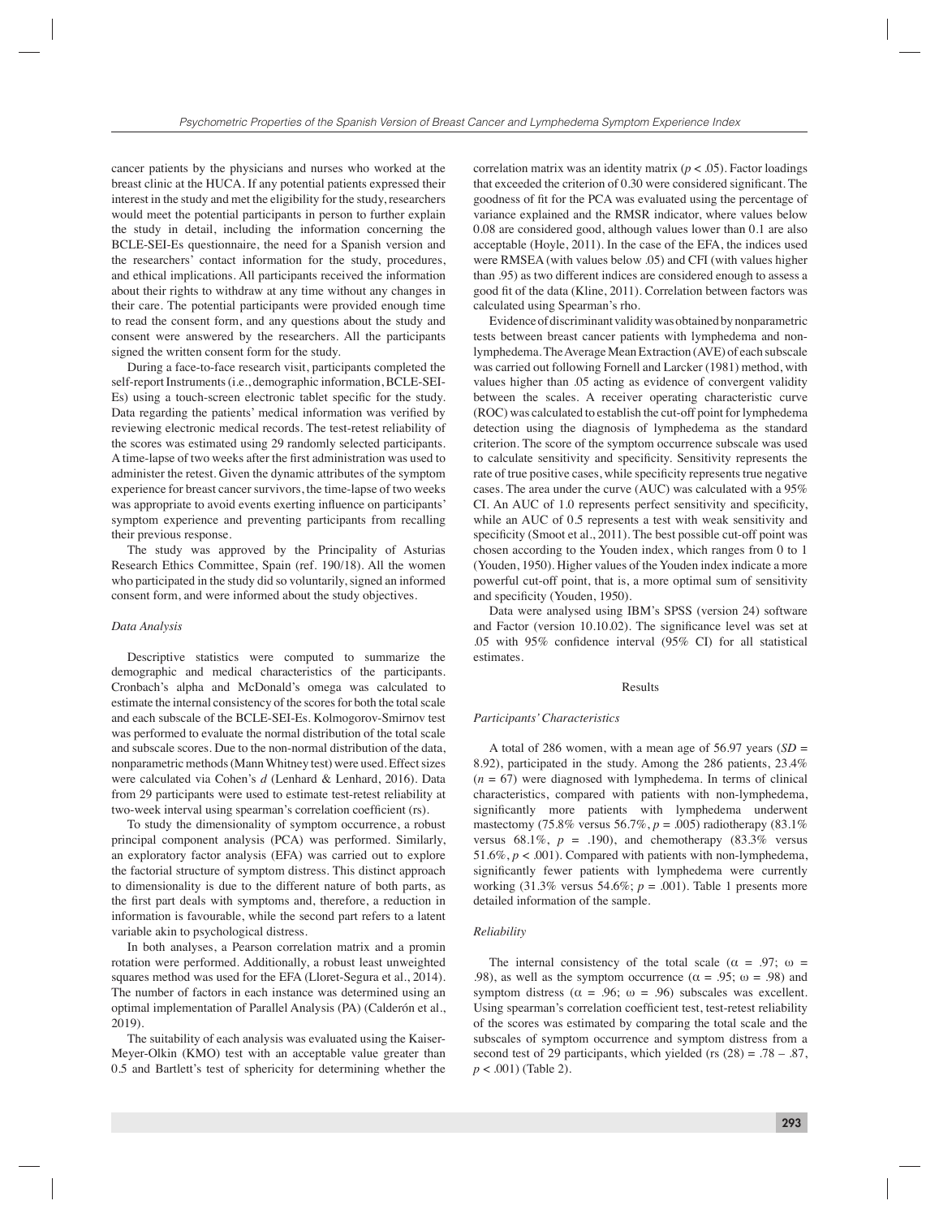cancer patients by the physicians and nurses who worked at the breast clinic at the HUCA. If any potential patients expressed their interest in the study and met the eligibility for the study, researchers would meet the potential participants in person to further explain the study in detail, including the information concerning the BCLE-SEI-Es questionnaire, the need for a Spanish version and the researchers' contact information for the study, procedures, and ethical implications. All participants received the information about their rights to withdraw at any time without any changes in their care. The potential participants were provided enough time to read the consent form, and any questions about the study and consent were answered by the researchers. All the participants signed the written consent form for the study.

During a face-to-face research visit, participants completed the self-report Instruments (i.e., demographic information, BCLE-SEI-Es) using a touch-screen electronic tablet specific for the study. Data regarding the patients' medical information was verified by reviewing electronic medical records. The test-retest reliability of the scores was estimated using 29 randomly selected participants. A time-lapse of two weeks after the first administration was used to administer the retest. Given the dynamic attributes of the symptom experience for breast cancer survivors, the time-lapse of two weeks was appropriate to avoid events exerting influence on participants' symptom experience and preventing participants from recalling their previous response.

The study was approved by the Principality of Asturias Research Ethics Committee, Spain (ref. 190/18). All the women who participated in the study did so voluntarily, signed an informed consent form, and were informed about the study objectives.

### *Data Analysis*

Descriptive statistics were computed to summarize the demographic and medical characteristics of the participants. Cronbach's alpha and McDonald's omega was calculated to estimate the internal consistency of the scores for both the total scale and each subscale of the BCLE-SEI-Es. Kolmogorov-Smirnov test was performed to evaluate the normal distribution of the total scale and subscale scores. Due to the non-normal distribution of the data, nonparametric methods (Mann Whitney test) were used. Effect sizes were calculated via Cohen's *d* (Lenhard & Lenhard, 2016). Data from 29 participants were used to estimate test-retest reliability at two-week interval using spearman's correlation coefficient (rs).

To study the dimensionality of symptom occurrence, a robust principal component analysis (PCA) was performed. Similarly, an exploratory factor analysis (EFA) was carried out to explore the factorial structure of symptom distress. This distinct approach to dimensionality is due to the different nature of both parts, as the first part deals with symptoms and, therefore, a reduction in information is favourable, while the second part refers to a latent variable akin to psychological distress.

In both analyses, a Pearson correlation matrix and a promin rotation were performed. Additionally, a robust least unweighted squares method was used for the EFA (Lloret-Segura et al., 2014). The number of factors in each instance was determined using an optimal implementation of Parallel Analysis (PA) (Calderón et al., 2019).

The suitability of each analysis was evaluated using the Kaiser-Meyer-Olkin (KMO) test with an acceptable value greater than 0.5 and Bartlett's test of sphericity for determining whether the correlation matrix was an identity matrix ($p < .05$). Factor loadings that exceeded the criterion of 0.30 were considered significant. The goodness of fit for the PCA was evaluated using the percentage of variance explained and the RMSR indicator, where values below 0.08 are considered good, although values lower than 0.1 are also acceptable (Hoyle, 2011). In the case of the EFA, the indices used were RMSEA (with values below .05) and CFI (with values higher than .95) as two different indices are considered enough to assess a good fit of the data (Kline, 2011). Correlation between factors was calculated using Spearman's rho.

Evidence of discriminant validity was obtained by nonparametric tests between breast cancer patients with lymphedema and non-lymphedema. The Average Mean Extraction (AVE) of each subscale was carried out following Fornell and Larcker (1981) method, with values higher than .05 acting as evidence of convergent validity between the scales. A receiver operating characteristic curve (ROC) was calculated to establish the cut-off point for lymphedema detection using the diagnosis of lymphedema as the standard criterion. The score of the symptom occurrence subscale was used to calculate sensitivity and specificity. Sensitivity represents the rate of true positive cases, while specificity represents true negative cases. The area under the curve (AUC) was calculated with a 95% CI. An AUC of 1.0 represents perfect sensitivity and specificity, while an AUC of 0.5 represents a test with weak sensitivity and specificity (Smoot et al., 2011). The best possible cut-off point was chosen according to the Youden index, which ranges from 0 to 1 (Youden, 1950). Higher values of the Youden index indicate a more powerful cut-off point, that is, a more optimal sum of sensitivity and specificity (Youden, 1950).

Data were analysed using IBM's SPSS (version 24) software and Factor (version 10.10.02). The significance level was set at .05 with 95% confidence interval (95% CI) for all statistical estimates.

## Results

### *Participants' Characteristics*

A total of 286 women, with a mean age of 56.97 years (*SD* = 8.92), participated in the study. Among the 286 patients, 23.4% (*n* = 67) were diagnosed with lymphedema. In terms of clinical characteristics, compared with patients with non-lymphedema, significantly more patients with lymphedema underwent mastectomy (75.8% versus 56.7%, $p = .005$) radiotherapy (83.1% versus 68.1%, $p = .190$), and chemotherapy (83.3% versus 51.6%, $p < .001$). Compared with patients with non-lymphedema, significantly fewer patients with lymphedema were currently working (31.3% versus 54.6%; $p = .001$). Table 1 presents more detailed information of the sample.

### *Reliability*

The internal consistency of the total scale ($\alpha = .97$; $\omega = .98$), as well as the symptom occurrence ($\alpha = .95$; $\omega = .98$) and symptom distress ($\alpha = .96$; $\omega = .96$) subscales was excellent. Using spearman's correlation coefficient test, test-retest reliability of the scores was estimated by comparing the total scale and the subscales of symptom occurrence and symptom distress from a second test of 29 participants, which yielded (rs (28) = .78 – .87, $p < .001$) (Table 2).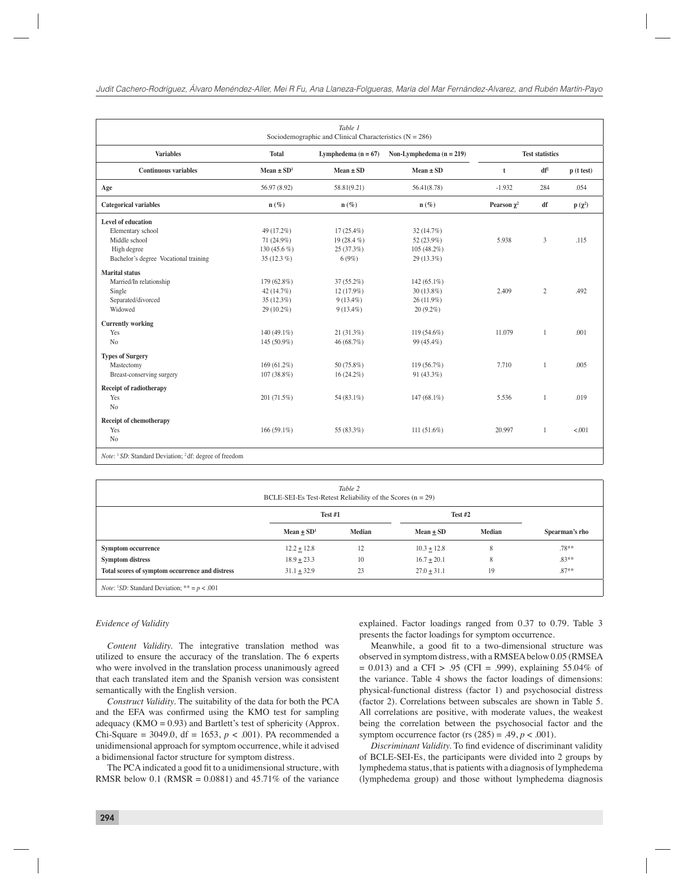*Table 1*
Sociodemographic and Clinical Characteristics (N = 286)

| Variables | Total | Lymphedema (n = 67) | Non-Lymphedema (n = 219) | Test statistics | | |
|---|---|---|---|---|---|---|
| **Continuous variables** | **Mean ± SD[1]** | **Mean ± SD** | **Mean ± SD** | **t** | **df[2]** | **p (t test)** |
| **Age** | 56.97 (8.92) | 58.81(9.21) | 56.41(8.78) | -1.932 | 284 | .054 |
| **Categorical variables** | **n (%)** | **n (%)** | **n (%)** | **Pearson $\chi^2$** | **df** | **p ($\chi^2$)** |
| **Level of education** | | | | | | |
| Elementary school | 49 (17.2%) | 17 (25.4%) | 32 (14.7%) | | | |
| Middle school | 71 (24.9%) | 19 (28.4 %) | 52 (23.9%) | 5.938 | 3 | .115 |
| High degree | 130 (45.6 %) | 25 (37.3%) | 105 (48.2%) | | | |
| Bachelor's degree Vocational training | 35 (12.3 %) | 6 (9%) | 29 (13.3%) | | | |
| **Marital status** | | | | | | |
| Married/In relationship | 179 (62.8%) | 37 (55.2%) | 142 (65.1%) | | | |
| Single | 42 (14.7%) | 12 (17.9%) | 30 (13.8%) | 2.409 | 2 | .492 |
| Separated/divorced | 35 (12.3%) | 9 (13.4%) | 26 (11.9%) | | | |
| Widowed | 29 (10.2%) | 9 (13.4%) | 20 (9.2%) | | | |
| **Currently working** | | | | | | |
| Yes | 140 (49.1%) | 21 (31.3%) | 119 (54.6%) | 11.079 | 1 | .001 |
| No | 145 (50.9%) | 46 (68.7%) | 99 (45.4%) | | | |
| **Types of Surgery** | | | | | | |
| Mastectomy | 169 (61.2%) | 50 (75.8%) | 119 (56.7%) | 7.710 | 1 | .005 |
| Breast-conserving surgery | 107 (38.8%) | 16 (24.2%) | 91 (43.3%) | | | |
| **Receipt of radiotherapy** | | | | | | |
| Yes | 201 (71.5%) | 54 (83.1%) | 147 (68.1%) | 5.536 | 1 | .019 |
| No | | | | | | |
| **Receipt of chemotherapy** | | | | | | |
| Yes | 166 (59.1%) | 55 (83.3%) | 111 (51.6%) | 20.997 | 1 | <.001 |
| No | | | | | | |

*Note*: [1] *SD*: Standard Deviation; [2] df: degree of freedom

*Table 2*
BCLE-SEI-Es Test-Retest Reliability of the Scores (n = 29)

| | Test #1 | | Test #2 | | |
|---|---|---|---|---|---|
| | **Mean ± SD[1]** | **Median** | **Mean ± SD** | **Median** | **Spearman's rho** |
| **Symptom occurrence** | 12.2 ± 12.8 | 12 | 10.3 ± 12.8 | 8 | .78** |
| **Symptom distress** | 18.9 ± 23.3 | 10 | 16.7 ± 20.1 | 8 | .83** |
| **Total scores of symptom occurrence and distress** | 31.1 ± 32.9 | 23 | 27.0 ± 31.1 | 19 | .87** |

*Note*: [1] *SD*: Standard Deviation; ** = $p < .001$

*Evidence of Validity*

*Content Validity.* The integrative translation method was utilized to ensure the accuracy of the translation. The 6 experts who were involved in the translation process unanimously agreed that each translated item and the Spanish version was consistent semantically with the English version.

*Construct Validity.* The suitability of the data for both the PCA and the EFA was confirmed using the KMO test for sampling adequacy (KMO = 0.93) and Bartlett's test of sphericity (Approx. Chi-Square = 3049.0, df = 1653, $p < .001$). PA recommended a unidimensional approach for symptom occurrence, while it advised a bidimensional factor structure for symptom distress.

The PCA indicated a good fit to a unidimensional structure, with RMSR below 0.1 (RMSR = 0.0881) and 45.71% of the variance explained. Factor loadings ranged from 0.37 to 0.79. Table 3 presents the factor loadings for symptom occurrence.

Meanwhile, a good fit to a two-dimensional structure was observed in symptom distress, with a RMSEA below 0.05 (RMSEA = 0.013) and a CFI > .95 (CFI = .999), explaining 55.04% of the variance. Table 4 shows the factor loadings of dimensions: physical-functional distress (factor 1) and psychosocial distress (factor 2). Correlations between subscales are shown in Table 5. All correlations are positive, with moderate values, the weakest being the correlation between the psychosocial factor and the symptom occurrence factor (rs (285) = .49, $p < .001$).

*Discriminant Validity.* To find evidence of discriminant validity of BCLE-SEI-Es, the participants were divided into 2 groups by lymphedema status, that is patients with a diagnosis of lymphedema (lymphedema group) and those without lymphedema diagnosis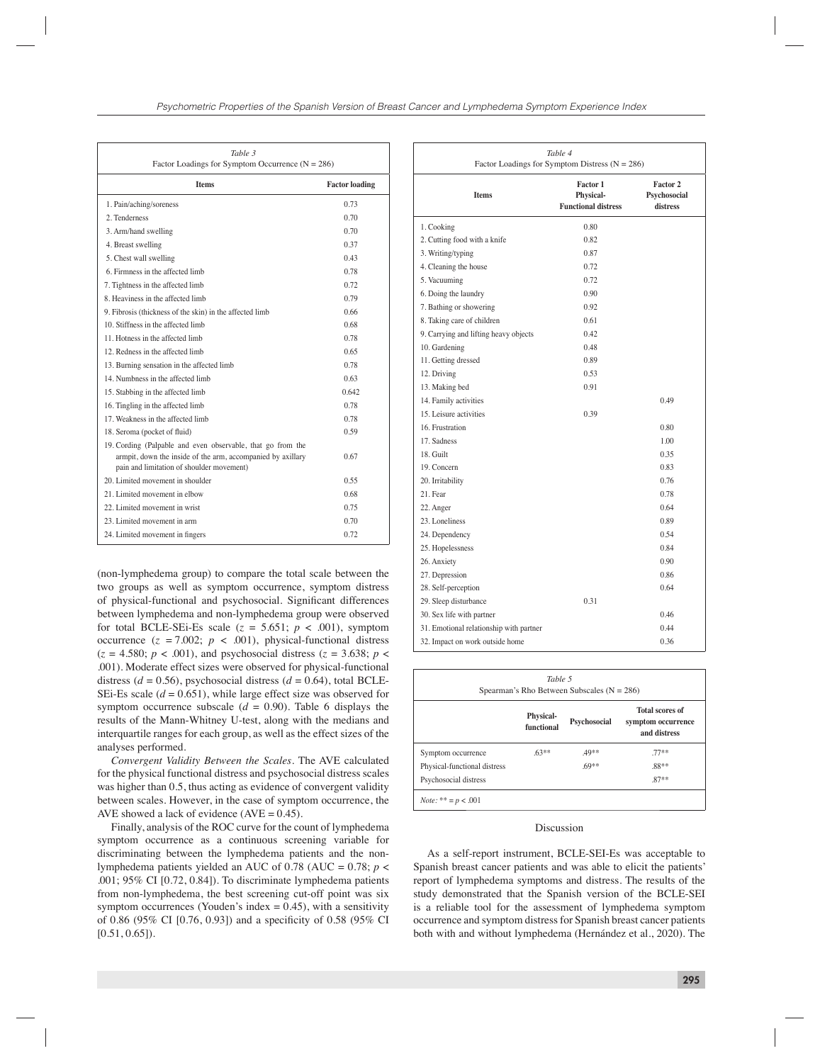*Table 3*
Factor Loadings for Symptom Occurrence (N = 286)

| Items | Factor loading |
|---|---|
| 1. Pain/aching/soreness | 0.73 |
| 2. Tenderness | 0.70 |
| 3. Arm/hand swelling | 0.70 |
| 4. Breast swelling | 0.37 |
| 5. Chest wall swelling | 0.43 |
| 6. Firmness in the affected limb | 0.78 |
| 7. Tightness in the affected limb | 0.72 |
| 8. Heaviness in the affected limb | 0.79 |
| 9. Fibrosis (thickness of the skin) in the affected limb | 0.66 |
| 10. Stiffness in the affected limb | 0.68 |
| 11. Hotness in the affected limb | 0.78 |
| 12. Redness in the affected limb | 0.65 |
| 13. Burning sensation in the affected limb | 0.78 |
| 14. Numbness in the affected limb | 0.63 |
| 15. Stabbing in the affected limb | 0.642 |
| 16. Tingling in the affected limb | 0.78 |
| 17. Weakness in the affected limb | 0.78 |
| 18. Seroma (pocket of fluid) | 0.59 |
| 19. Cording (Palpable and even observable, that go from the armpit, down the inside of the arm, accompanied by axillary pain and limitation of shoulder movement) | 0.67 |
| 20. Limited movement in shoulder | 0.55 |
| 21. Limited movement in elbow | 0.68 |
| 22. Limited movement in wrist | 0.75 |
| 23. Limited movement in arm | 0.70 |
| 24. Limited movement in fingers | 0.72 |

(non-lymphedema group) to compare the total scale between the two groups as well as symptom occurrence, symptom distress of physical-functional and psychosocial. Significant differences between lymphedema and non-lymphedema group were observed for total BCLE-SEi-Es scale ($z$ = 5.651; $p$ < .001), symptom occurrence ($z$ = 7.002; $p$ < .001), physical-functional distress ($z$ = 4.580; $p$ < .001), and psychosocial distress ($z$ = 3.638; $p$ < .001). Moderate effect sizes were observed for physical-functional distress ($d$ = 0.56), psychosocial distress ($d$ = 0.64), total BCLE-SEi-Es scale ($d$ = 0.651), while large effect size was observed for symptom occurrence subscale ($d$ = 0.90). Table 6 displays the results of the Mann-Whitney U-test, along with the medians and interquartile ranges for each group, as well as the effect sizes of the analyses performed.

*Convergent Validity Between the Scales*. The AVE calculated for the physical functional distress and psychosocial distress scales was higher than 0.5, thus acting as evidence of convergent validity between scales. However, in the case of symptom occurrence, the AVE showed a lack of evidence (AVE = 0.45).

Finally, analysis of the ROC curve for the count of lymphedema symptom occurrence as a continuous screening variable for discriminating between the lymphedema patients and the non-lymphedema patients yielded an AUC of 0.78 (AUC = 0.78; $p$ < .001; 95% CI [0.72, 0.84]). To discriminate lymphedema patients from non-lymphedema, the best screening cut-off point was six symptom occurrences (Youden's index = 0.45), with a sensitivity of 0.86 (95% CI [0.76, 0.93]) and a specificity of 0.58 (95% CI [0.51, 0.65]).

*Table 4*
Factor Loadings for Symptom Distress (N = 286)

| Items | Factor 1 Physical-Functional distress | Factor 2 Psychosocial distress |
|---|---|---|
| 1. Cooking | 0.80 | |
| 2. Cutting food with a knife | 0.82 | |
| 3. Writing/typing | 0.87 | |
| 4. Cleaning the house | 0.72 | |
| 5. Vacuuming | 0.72 | |
| 6. Doing the laundry | 0.90 | |
| 7. Bathing or showering | 0.92 | |
| 8. Taking care of children | 0.61 | |
| 9. Carrying and lifting heavy objects | 0.42 | |
| 10. Gardening | 0.48 | |
| 11. Getting dressed | 0.89 | |
| 12. Driving | 0.53 | |
| 13. Making bed | 0.91 | |
| 14. Family activities | | 0.49 |
| 15. Leisure activities | 0.39 | |
| 16. Frustration | | 0.80 |
| 17. Sadness | | 1.00 |
| 18. Guilt | | 0.35 |
| 19. Concern | | 0.83 |
| 20. Irritability | | 0.76 |
| 21. Fear | | 0.78 |
| 22. Anger | | 0.64 |
| 23. Loneliness | | 0.89 |
| 24. Dependency | | 0.54 |
| 25. Hopelessness | | 0.84 |
| 26. Anxiety | | 0.90 |
| 27. Depression | | 0.86 |
| 28. Self-perception | | 0.64 |
| 29. Sleep disturbance | 0.31 | |
| 30. Sex life with partner | | 0.46 |
| 31. Emotional relationship with partner | | 0.44 |
| 32. Impact on work outside home | | 0.36 |

*Table 5*
Spearman's Rho Between Subscales (N = 286)

| | Physical-functional | Psychosocial | Total scores of symptom occurrence and distress |
|---|---|---|---|
| Symptom occurrence | .63** | .49** | .77** |
| Physical-functional distress | | .69** | .88** |
| Psychosocial distress | | | .87** |

*Note:* ** = $p$ < .001

## Discussion

As a self-report instrument, BCLE-SEI-Es was acceptable to Spanish breast cancer patients and was able to elicit the patients' report of lymphedema symptoms and distress. The results of the study demonstrated that the Spanish version of the BCLE-SEI is a reliable tool for the assessment of lymphedema symptom occurrence and symptom distress for Spanish breast cancer patients both with and without lymphedema (Hernández et al., 2020). The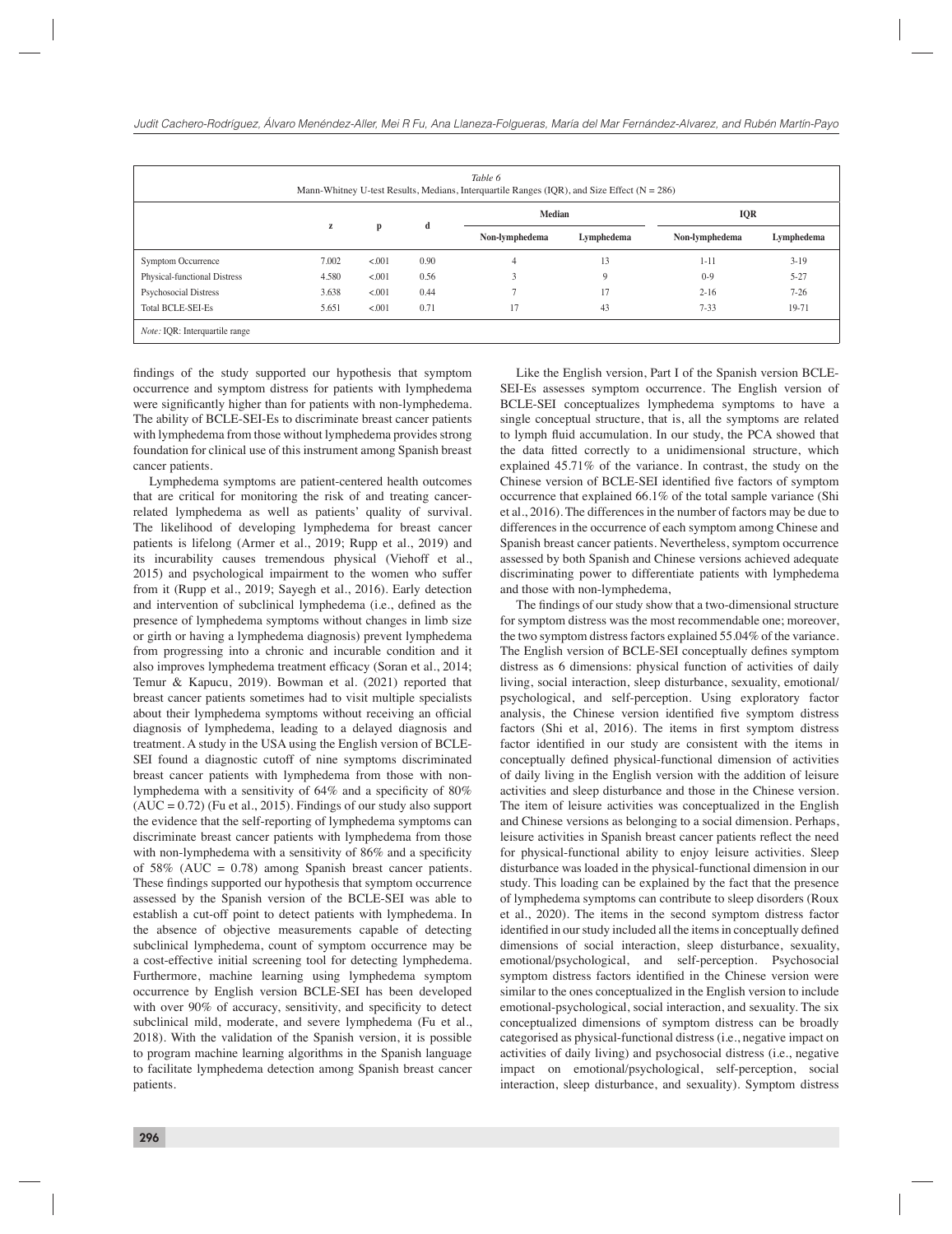*Table 6*
Mann-Whitney U-test Results, Medians, Interquartile Ranges (IQR), and Size Effect (N = 286)

| | z | p | d | Median | | IQR | |
|---|---|---|---|---|---|---|---|
| | | | | Non-lymphedema | Lymphedema | Non-lymphedema | Lymphedema |
| Symptom Occurrence | 7.002 | <.001 | 0.90 | 4 | 13 | 1-11 | 3-19 |
| Physical-functional Distress | 4.580 | <.001 | 0.56 | 3 | 9 | 0-9 | 5-27 |
| Psychosocial Distress | 3.638 | <.001 | 0.44 | 7 | 17 | 2-16 | 7-26 |
| Total BCLE-SEI-Es | 5.651 | <.001 | 0.71 | 17 | 43 | 7-33 | 19-71 |

*Note:* IQR: Interquartile range

findings of the study supported our hypothesis that symptom occurrence and symptom distress for patients with lymphedema were significantly higher than for patients with non-lymphedema. The ability of BCLE-SEI-Es to discriminate breast cancer patients with lymphedema from those without lymphedema provides strong foundation for clinical use of this instrument among Spanish breast cancer patients.

Lymphedema symptoms are patient-centered health outcomes that are critical for monitoring the risk of and treating cancer-related lymphedema as well as patients' quality of survival. The likelihood of developing lymphedema for breast cancer patients is lifelong (Armer et al., 2019; Rupp et al., 2019) and its incurability causes tremendous physical (Viehoff et al., 2015) and psychological impairment to the women who suffer from it (Rupp et al., 2019; Sayegh et al., 2016). Early detection and intervention of subclinical lymphedema (i.e., defined as the presence of lymphedema symptoms without changes in limb size or girth or having a lymphedema diagnosis) prevent lymphedema from progressing into a chronic and incurable condition and it also improves lymphedema treatment efficacy (Soran et al., 2014; Temur & Kapucu, 2019). Bowman et al. (2021) reported that breast cancer patients sometimes had to visit multiple specialists about their lymphedema symptoms without receiving an official diagnosis of lymphedema, leading to a delayed diagnosis and treatment. A study in the USA using the English version of BCLE-SEI found a diagnostic cutoff of nine symptoms discriminated breast cancer patients with lymphedema from those with non-lymphedema with a sensitivity of 64% and a specificity of 80% (AUC = 0.72) (Fu et al., 2015). Findings of our study also support the evidence that the self-reporting of lymphedema symptoms can discriminate breast cancer patients with lymphedema from those with non-lymphedema with a sensitivity of 86% and a specificity of 58% (AUC = 0.78) among Spanish breast cancer patients. These findings supported our hypothesis that symptom occurrence assessed by the Spanish version of the BCLE-SEI was able to establish a cut-off point to detect patients with lymphedema. In the absence of objective measurements capable of detecting subclinical lymphedema, count of symptom occurrence may be a cost-effective initial screening tool for detecting lymphedema. Furthermore, machine learning using lymphedema symptom occurrence by English version BCLE-SEI has been developed with over 90% of accuracy, sensitivity, and specificity to detect subclinical mild, moderate, and severe lymphedema (Fu et al., 2018). With the validation of the Spanish version, it is possible to program machine learning algorithms in the Spanish language to facilitate lymphedema detection among Spanish breast cancer patients.

Like the English version, Part I of the Spanish version BCLE-SEI-Es assesses symptom occurrence. The English version of BCLE-SEI conceptualizes lymphedema symptoms to have a single conceptual structure, that is, all the symptoms are related to lymph fluid accumulation. In our study, the PCA showed that the data fitted correctly to a unidimensional structure, which explained 45.71% of the variance. In contrast, the study on the Chinese version of BCLE-SEI identified five factors of symptom occurrence that explained 66.1% of the total sample variance (Shi et al., 2016). The differences in the number of factors may be due to differences in the occurrence of each symptom among Chinese and Spanish breast cancer patients. Nevertheless, symptom occurrence assessed by both Spanish and Chinese versions achieved adequate discriminating power to differentiate patients with lymphedema and those with non-lymphedema,

The findings of our study show that a two-dimensional structure for symptom distress was the most recommendable one; moreover, the two symptom distress factors explained 55.04% of the variance. The English version of BCLE-SEI conceptually defines symptom distress as 6 dimensions: physical function of activities of daily living, social interaction, sleep disturbance, sexuality, emotional/psychological, and self-perception. Using exploratory factor analysis, the Chinese version identified five symptom distress factors (Shi et al, 2016). The items in first symptom distress factor identified in our study are consistent with the items in conceptually defined physical-functional dimension of activities of daily living in the English version with the addition of leisure activities and sleep disturbance and those in the Chinese version. The item of leisure activities was conceptualized in the English and Chinese versions as belonging to a social dimension. Perhaps, leisure activities in Spanish breast cancer patients reflect the need for physical-functional ability to enjoy leisure activities. Sleep disturbance was loaded in the physical-functional dimension in our study. This loading can be explained by the fact that the presence of lymphedema symptoms can contribute to sleep disorders (Roux et al., 2020). The items in the second symptom distress factor identified in our study included all the items in conceptually defined dimensions of social interaction, sleep disturbance, sexuality, emotional/psychological, and self-perception. Psychosocial symptom distress factors identified in the Chinese version were similar to the ones conceptualized in the English version to include emotional-psychological, social interaction, and sexuality. The six conceptualized dimensions of symptom distress can be broadly categorised as physical-functional distress (i.e., negative impact on activities of daily living) and psychosocial distress (i.e., negative impact on emotional/psychological, self-perception, social interaction, sleep disturbance, and sexuality). Symptom distress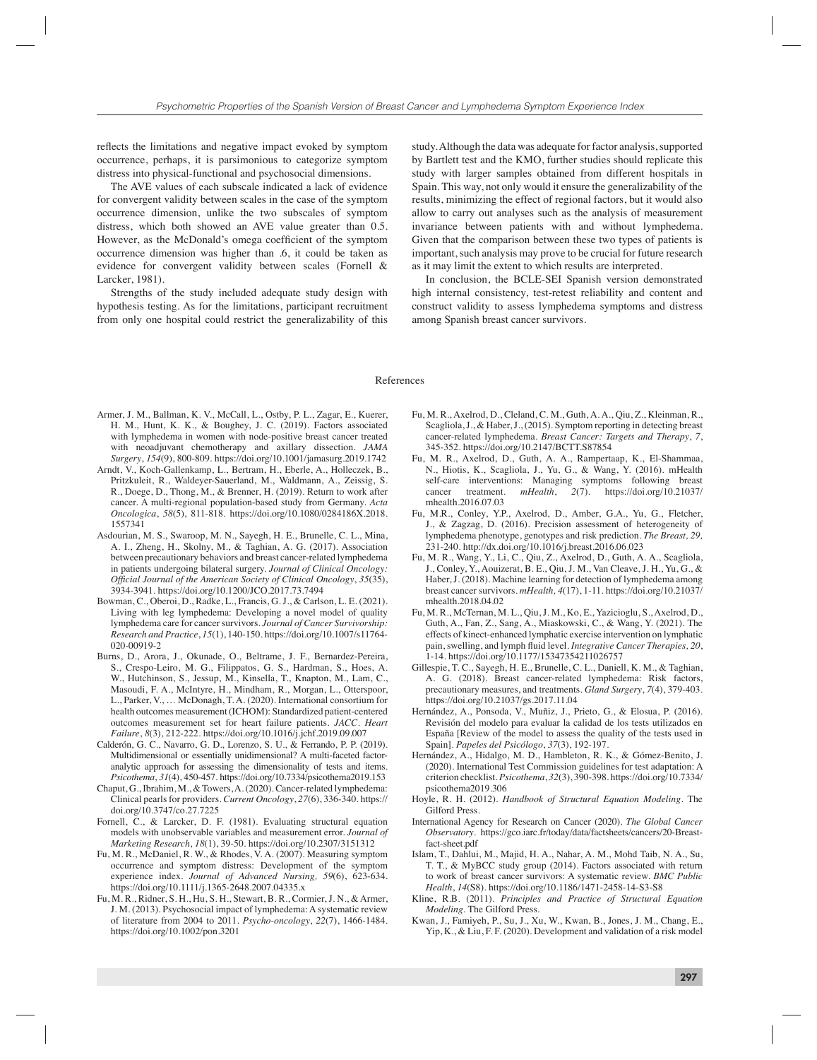reflects the limitations and negative impact evoked by symptom occurrence, perhaps, it is parsimonious to categorize symptom distress into physical-functional and psychosocial dimensions.

The AVE values of each subscale indicated a lack of evidence for convergent validity between scales in the case of the symptom occurrence dimension, unlike the two subscales of symptom distress, which both showed an AVE value greater than 0.5. However, as the McDonald's omega coefficient of the symptom occurrence dimension was higher than .6, it could be taken as evidence for convergent validity between scales (Fornell & Larcker, 1981).

Strengths of the study included adequate study design with hypothesis testing. As for the limitations, participant recruitment from only one hospital could restrict the generalizability of this study. Although the data was adequate for factor analysis, supported by Bartlett test and the KMO, further studies should replicate this study with larger samples obtained from different hospitals in Spain. This way, not only would it ensure the generalizability of the results, minimizing the effect of regional factors, but it would also allow to carry out analyses such as the analysis of measurement invariance between patients with and without lymphedema. Given that the comparison between these two types of patients is important, such analysis may prove to be crucial for future research as it may limit the extent to which results are interpreted.

In conclusion, the BCLE-SEI Spanish version demonstrated high internal consistency, test-retest reliability and content and construct validity to assess lymphedema symptoms and distress among Spanish breast cancer survivors.

## References

Armer, J. M., Ballman, K. V., McCall, L., Ostby, P. L., Zagar, E., Kuerer, H. M., Hunt, K. K., & Boughey, J. C. (2019). Factors associated with lymphedema in women with node-positive breast cancer treated with neoadjuvant chemotherapy and axillary dissection. *JAMA Surgery*, *154*(9), 800-809. https://doi.org/10.1001/jamasurg.2019.1742

Arndt, V., Koch-Gallenkamp, L., Bertram, H., Eberle, A., Holleczek, B., Pritzkuleit, R., Waldeyer-Sauerland, M., Waldmann, A., Zeissig, S. R., Doege, D., Thong, M., & Brenner, H. (2019). Return to work after cancer. A multi-regional population-based study from Germany. *Acta Oncologica*, *58*(5), 811-818. https://doi.org/10.1080/0284186X.2018.1557341

Asdourian, M. S., Swaroop, M. N., Sayegh, H. E., Brunelle, C. L., Mina, A. I., Zheng, H., Skolny, M., & Taghian, A. G. (2017). Association between precautionary behaviors and breast cancer-related lymphedema in patients undergoing bilateral surgery. *Journal of Clinical Oncology: Official Journal of the American Society of Clinical Oncology*, *35*(35), 3934-3941. https://doi.org/10.1200/JCO.2017.73.7494

Bowman, C., Oberoi, D., Radke, L., Francis, G. J., & Carlson, L. E. (2021). Living with leg lymphedema: Developing a novel model of quality lymphedema care for cancer survivors. *Journal of Cancer Survivorship: Research and Practice*, *15*(1), 140-150. https://doi.org/10.1007/s11764-020-00919-2

Burns, D., Arora, J., Okunade, O., Beltrame, J. F., Bernardez-Pereira, S., Crespo-Leiro, M. G., Filippatos, G. S., Hardman, S., Hoes, A. W., Hutchinson, S., Jessup, M., Kinsella, T., Knapton, M., Lam, C., Masoudi, F. A., McIntyre, H., Mindham, R., Morgan, L., Otterspoor, L., Parker, V., … McDonagh, T. A. (2020). International consortium for health outcomes measurement (ICHOM): Standardized patient-centered outcomes measurement set for heart failure patients. *JACC. Heart Failure*, *8*(3), 212-222. https://doi.org/10.1016/j.jchf.2019.09.007

Calderón, G. C., Navarro, G. D., Lorenzo, S. U., & Ferrando, P. P. (2019). Multidimensional or essentially unidimensional? A multi-faceted factor-analytic approach for assessing the dimensionality of tests and items. *Psicothema*, *31*(4), 450-457. https://doi.org/10.7334/psicothema2019.153

Chaput, G., Ibrahim, M., & Towers, A. (2020). Cancer-related lymphedema: Clinical pearls for providers. *Current Oncology*, *27*(6), 336-340. https://doi.org/10.3747/co.27.7225

Fornell, C., & Larcker, D. F. (1981). Evaluating structural equation models with unobservable variables and measurement error. *Journal of Marketing Research*, *18*(1), 39-50. https://doi.org/10.2307/3151312

Fu, M. R., McDaniel, R. W., & Rhodes, V. A. (2007). Measuring symptom occurrence and symptom distress: Development of the symptom experience index. *Journal of Advanced Nursing, 59*(6), 623-634. https://doi.org/10.1111/j.1365-2648.2007.04335.x

Fu, M. R., Ridner, S. H., Hu, S. H., Stewart, B. R., Cormier, J. N., & Armer, J. M. (2013). Psychosocial impact of lymphedema: A systematic review of literature from 2004 to 2011. *Psycho-oncology*, *22*(7), 1466-1484. https://doi.org/10.1002/pon.3201

Fu, M. R., Axelrod, D., Cleland, C. M., Guth, A. A., Qiu, Z., Kleinman, R., Scagliola, J., & Haber, J., (2015). Symptom reporting in detecting breast cancer-related lymphedema. *Breast Cancer: Targets and Therapy*, *7*, 345-352. https://doi.org/10.2147/BCTT.S87854

Fu, M. R., Axelrod, D., Guth, A. A., Rampertaap, K., El-Shammaa, N., Hiotis, K., Scagliola, J., Yu, G., & Wang, Y. (2016). mHealth self-care interventions: Managing symptoms following breast cancer treatment. *mHealth*, *2*(7). https://doi.org/10.21037/mhealth.2016.07.03

Fu, M.R., Conley, Y.P., Axelrod, D., Amber, G.A., Yu, G., Fletcher, J., & Zagzag, D. (2016). Precision assessment of heterogeneity of lymphedema phenotype, genotypes and risk prediction. *The Breast, 29,* 231-240. http://dx.doi.org/10.1016/j.breast.2016.06.023

Fu, M. R., Wang, Y., Li, C., Qiu, Z., Axelrod, D., Guth, A. A., Scagliola, J., Conley, Y., Aouizerat, B. E., Qiu, J. M., Van Cleave, J. H., Yu, G., & Haber, J. (2018). Machine learning for detection of lymphedema among breast cancer survivors. *mHealth, 4*(17), 1-11. https://doi.org/10.21037/mhealth.2018.04.02

Fu, M. R., McTernan, M. L., Qiu, J. M., Ko, E., Yazicioglu, S., Axelrod, D., Guth, A., Fan, Z., Sang, A., Miaskowski, C., & Wang, Y. (2021). The effects of kinect-enhanced lymphatic exercise intervention on lymphatic pain, swelling, and lymph fluid level. *Integrative Cancer Therapies, 20*, 1-14. https://doi.org/10.1177/15347354211026757

Gillespie, T. C., Sayegh, H. E., Brunelle, C. L., Daniell, K. M., & Taghian, A. G. (2018). Breast cancer-related lymphedema: Risk factors, precautionary measures, and treatments. *Gland Surgery*, *7*(4), 379-403. https://doi.org/10.21037/gs.2017.11.04

Hernández, A., Ponsoda, V., Muñiz, J., Prieto, G., & Elosua, P. (2016). Revisión del modelo para evaluar la calidad de los tests utilizados en España [Review of the model to assess the quality of the tests used in Spain]. *Papeles del Psicólogo*, *37*(3), 192-197.

Hernández, A., Hidalgo, M. D., Hambleton, R. K., & Gómez-Benito, J. (2020). International Test Commission guidelines for test adaptation: A criterion checklist. *Psicothema*, *32*(3), 390-398. https://doi.org/10.7334/psicothema2019.306

Hoyle, R. H. (2012). *Handbook of Structural Equation Modeling*. The Gilford Press.

International Agency for Research on Cancer (2020). *The Global Cancer Observatory*. https://gco.iarc.fr/today/data/factsheets/cancers/20-Breast-fact-sheet.pdf

Islam, T., Dahlui, M., Majid, H. A., Nahar, A. M., Mohd Taib, N. A., Su, T. T., & MyBCC study group (2014). Factors associated with return to work of breast cancer survivors: A systematic review. *BMC Public Health*, *14*(S8). https://doi.org/10.1186/1471-2458-14-S3-S8

Kline, R.B. (2011). *Principles and Practice of Structural Equation Modeling*. The Gilford Press.

Kwan, J., Famiyeh, P., Su, J., Xu, W., Kwan, B., Jones, J. M., Chang, E., Yip, K., & Liu, F. F. (2020). Development and validation of a risk model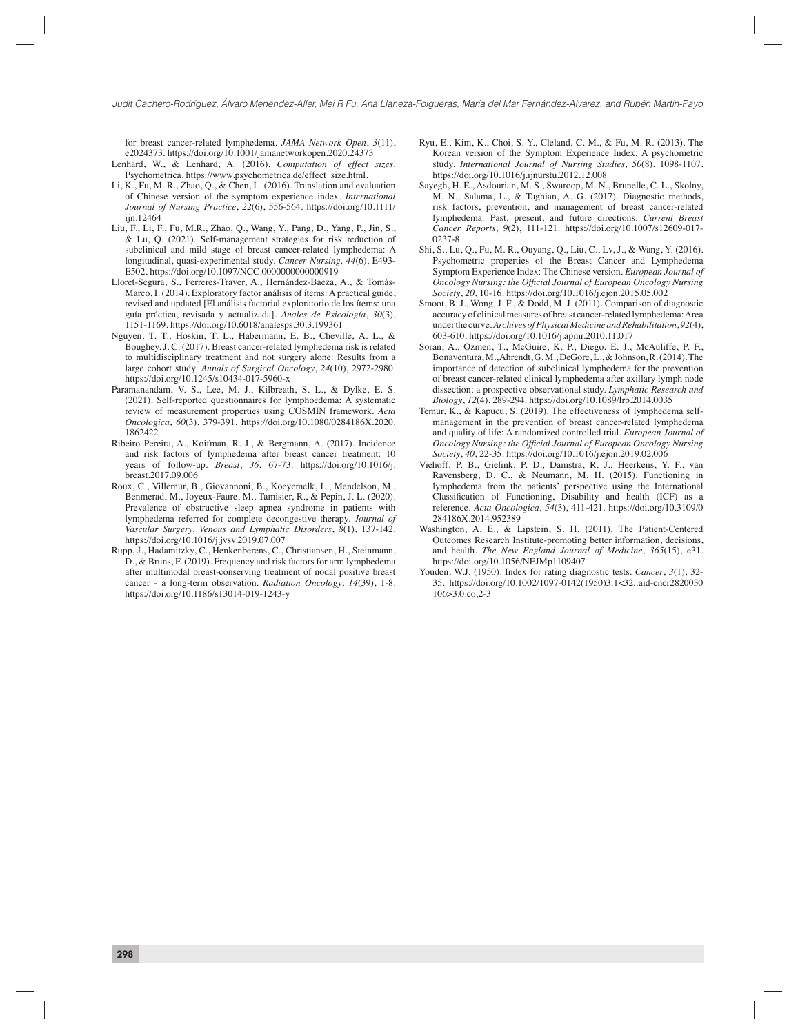for breast cancer-related lymphedema. *JAMA Network Open*, *3*(11), e2024373. https://doi.org/10.1001/jamanetworkopen.2020.24373

Lenhard, W., & Lenhard, A. (2016). *Computation of effect sizes*. Psychometrica. https://www.psychometrica.de/effect_size.html.

Li, K., Fu, M. R., Zhao, Q., & Chen, L. (2016). Translation and evaluation of Chinese version of the symptom experience index. *International Journal of Nursing Practice*, *22*(6), 556-564. https://doi.org/10.1111/ijn.12464

Liu, F., Li, F., Fu, M.R., Zhao, Q., Wang, Y., Pang, D., Yang, P., Jin, S., & Lu, Q. (2021). Self-management strategies for risk reduction of subclinical and mild stage of breast cancer-related lymphedema: A longitudinal, quasi-experimental study. *Cancer Nursing, 44*(6), E493-E502. https://doi.org/10.1097/NCC.0000000000000919

Lloret-Segura, S., Ferreres-Traver, A., Hernández-Baeza, A., & Tomás-Marco, I. (2014). Exploratory factor análisis of ítems: A practical guide, revised and updated [El análisis factorial exploratorio de los ítems: una guía práctica, revisada y actualizada]. *Anales de Psicología*, *30*(3), 1151-1169. https://doi.org/10.6018/analesps.30.3.199361

Nguyen, T. T., Hoskin, T. L., Habermann, E. B., Cheville, A. L., & Boughey, J. C. (2017). Breast cancer-related lymphedema risk is related to multidisciplinary treatment and not surgery alone: Results from a large cohort study. *Annals of Surgical Oncology*, *24*(10), 2972-2980. https://doi.org/10.1245/s10434-017-5960-x

Paramanandam, V. S., Lee, M. J., Kilbreath, S. L., & Dylke, E. S. (2021). Self-reported questionnaires for lymphoedema: A systematic review of measurement properties using COSMIN framework. *Acta Oncologica*, *60*(3), 379-391. https://doi.org/10.1080/0284186X.2020.1862422

Ribeiro Pereira, A., Koifman, R. J., & Bergmann, A. (2017). Incidence and risk factors of lymphedema after breast cancer treatment: 10 years of follow-up. *Breast*, *36*, 67-73. https://doi.org/10.1016/j.breast.2017.09.006

Roux, C., Villemur, B., Giovannoni, B., Koeyemelk, L., Mendelson, M., Benmerad, M., Joyeux-Faure, M., Tamisier, R., & Pepin, J. L. (2020). Prevalence of obstructive sleep apnea syndrome in patients with lymphedema referred for complete decongestive therapy. *Journal of Vascular Surgery. Venous and Lymphatic Disorders*, *8*(1), 137-142. https://doi.org/10.1016/j.jvsv.2019.07.007

Rupp, J., Hadamitzky, C., Henkenberens, C., Christiansen, H., Steinmann, D., & Bruns, F. (2019). Frequency and risk factors for arm lymphedema after multimodal breast-conserving treatment of nodal positive breast cancer - a long-term observation. *Radiation Oncology*, *14*(39), 1-8. https://doi.org/10.1186/s13014-019-1243-y

Ryu, E., Kim, K., Choi, S. Y., Cleland, C. M., & Fu, M. R. (2013). The Korean version of the Symptom Experience Index: A psychometric study. *International Journal of Nursing Studies*, *50*(8), 1098-1107. https://doi.org/10.1016/j.ijnurstu.2012.12.008

Sayegh, H. E., Asdourian, M. S., Swaroop, M. N., Brunelle, C. L., Skolny, M. N., Salama, L., & Taghian, A. G. (2017). Diagnostic methods, risk factors, prevention, and management of breast cancer-related lymphedema: Past, present, and future directions. *Current Breast Cancer Reports*, *9*(2), 111-121. https://doi.org/10.1007/s12609-017-0237-8

Shi, S., Lu, Q., Fu, M. R., Ouyang, Q., Liu, C., Lv, J., & Wang, Y. (2016). Psychometric properties of the Breast Cancer and Lymphedema Symptom Experience Index: The Chinese version. *European Journal of Oncology Nursing: the Official Journal of European Oncology Nursing Society*, *20*, 10-16. https://doi.org/10.1016/j.ejon.2015.05.002

Smoot, B. J., Wong, J. F., & Dodd, M. J. (2011). Comparison of diagnostic accuracy of clinical measures of breast cancer-related lymphedema: Area under the curve. *Archives of Physical Medicine and Rehabilitation*, *92*(4), 603-610. https://doi.org/10.1016/j.apmr.2010.11.017

Soran, A., Ozmen, T., McGuire, K. P., Diego, E. J., McAuliffe, P. F., Bonaventura, M., Ahrendt, G. M., DeGore, L., & Johnson, R. (2014). The importance of detection of subclinical lymphedema for the prevention of breast cancer-related clinical lymphedema after axillary lymph node dissection; a prospective observational study. *Lymphatic Research and Biology*, *12*(4), 289-294. https://doi.org/10.1089/lrb.2014.0035

Temur, K., & Kapucu, S. (2019). The effectiveness of lymphedema self-management in the prevention of breast cancer-related lymphedema and quality of life: A randomized controlled trial. *European Journal of Oncology Nursing: the Official Journal of European Oncology Nursing Society*, *40*, 22-35. https://doi.org/10.1016/j.ejon.2019.02.006

Viehoff, P. B., Gielink, P. D., Damstra, R. J., Heerkens, Y. F., van Ravensberg, D. C., & Neumann, M. H. (2015). Functioning in lymphedema from the patients' perspective using the International Classification of Functioning, Disability and health (ICF) as a reference. *Acta Oncologica*, *54*(3), 411-421. https://doi.org/10.3109/0284186X.2014.952389

Washington, A. E., & Lipstein, S. H. (2011). The Patient-Centered Outcomes Research Institute-promoting better information, decisions, and health. *The New England Journal of Medicine*, *365*(15), e31. https://doi.org/10.1056/NEJMp1109407

Youden, W.J. (1950). Index for rating diagnostic tests. *Cancer*, *3*(1), 32-35. https://doi.org/10.1002/1097-0142(1950)3:1<32::aid-cncr2820030106>3.0.co;2-3